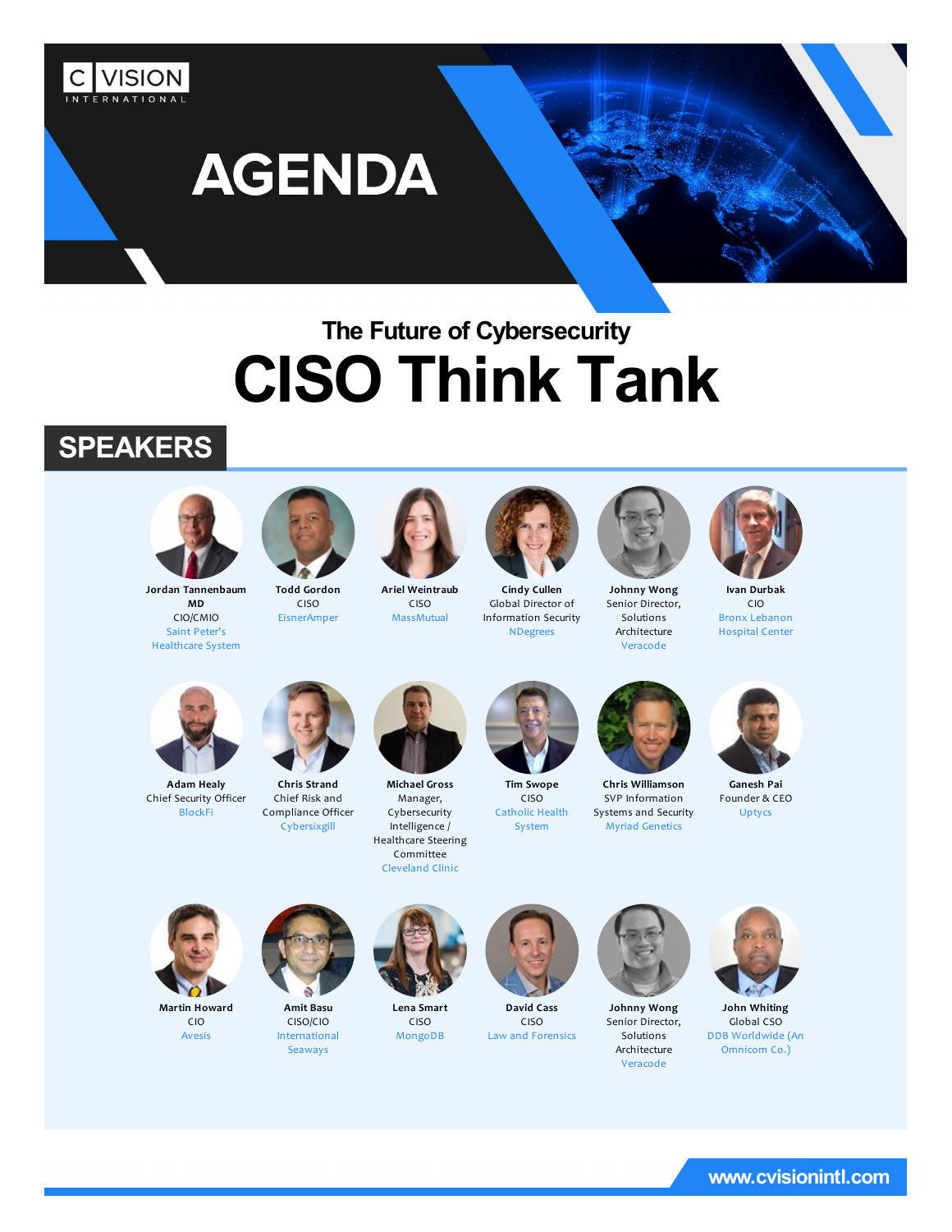C|VISION INTERNATIONAL

# AGENDA

### The Future of Cybersecurity

# CISO Think Tank

## SPEAKERS

**Jordan Tannenbaum MD**
CIO/CMIO
Saint Peter's Healthcare System

**Todd Gordon**
CISO
EisnerAmper

**Ariel Weintraub**
CISO
MassMutual

**Cindy Cullen**
Global Director of Information Security
NDegrees

**Johnny Wong**
Senior Director, Solutions Architecture
Veracode

**Ivan Durbak**
CIO
Bronx Lebanon Hospital Center

**Adam Healy**
Chief Security Officer
BlockFi

**Chris Strand**
Chief Risk and Compliance Officer
Cybersixgill

**Michael Gross**
Manager, Cybersecurity Intelligence / Healthcare Steering Committee
Cleveland Clinic

**Tim Swope**
CISO
Catholic Health System

**Chris Williamson**
SVP Information Systems and Security
Myriad Genetics

**Ganesh Pai**
Founder & CEO
Uptycs

**Martin Howard**
CIO
Avesis

**Amit Basu**
CISO/CIO
International Seaways

**Lena Smart**
CISO
MongoDB

**David Cass**
CISO
Law and Forensics

**Johnny Wong**
Senior Director, Solutions Architecture
Veracode

**John Whiting**
Global CSO
DDB Worldwide (An Omnicom Co.)

www.cvisionintl.com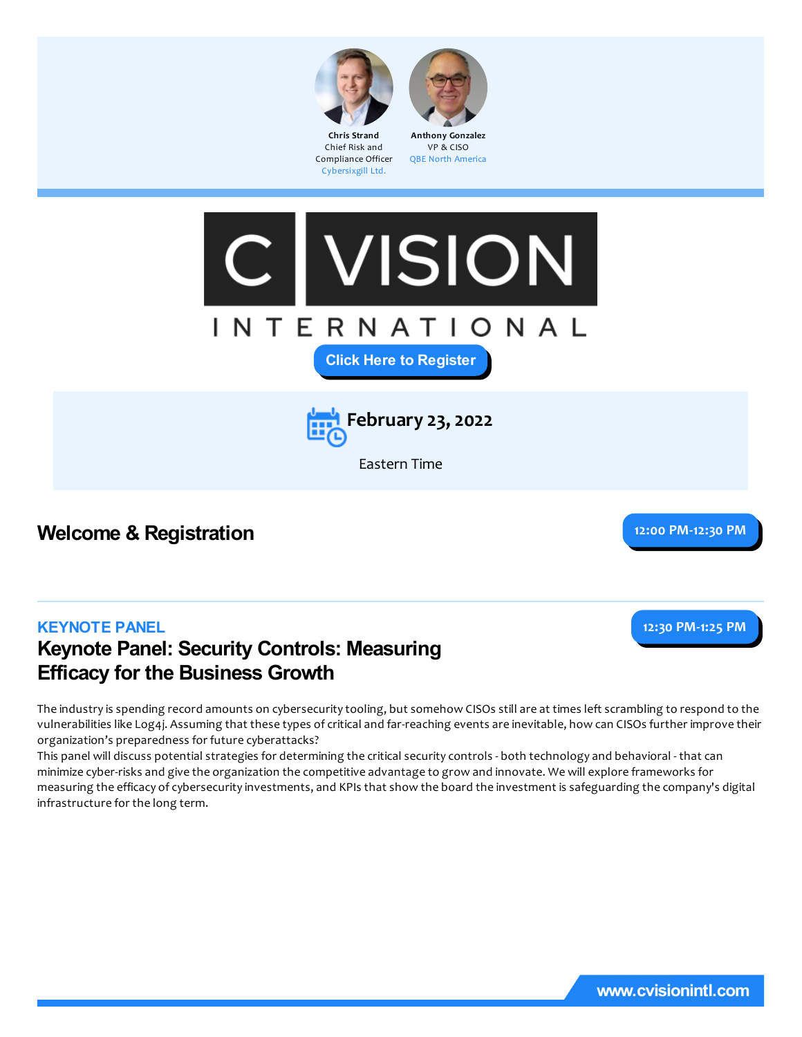**Chris Strand**
Chief Risk and Compliance Officer
Cybersixgill Ltd.

**Anthony Gonzalez**
VP & CISO
QBE North America

C VISION INTERNATIONAL

Click Here to Register

**February 23, 2022**

Eastern Time

## Welcome & Registration

12:00 PM-12:30 PM

---

KEYNOTE PANEL

## Keynote Panel: Security Controls: Measuring Efficacy for the Business Growth

12:30 PM-1:25 PM

The industry is spending record amounts on cybersecurity tooling, but somehow CISOs still are at times left scrambling to respond to the vulnerabilities like Log4j. Assuming that these types of critical and far-reaching events are inevitable, how can CISOs further improve their organization's preparedness for future cyberattacks?
This panel will discuss potential strategies for determining the critical security controls - both technology and behavioral - that can minimize cyber-risks and give the organization the competitive advantage to grow and innovate. We will explore frameworks for measuring the efficacy of cybersecurity investments, and KPIs that show the board the investment is safeguarding the company's digital infrastructure for the long term.

www.cvisionintl.com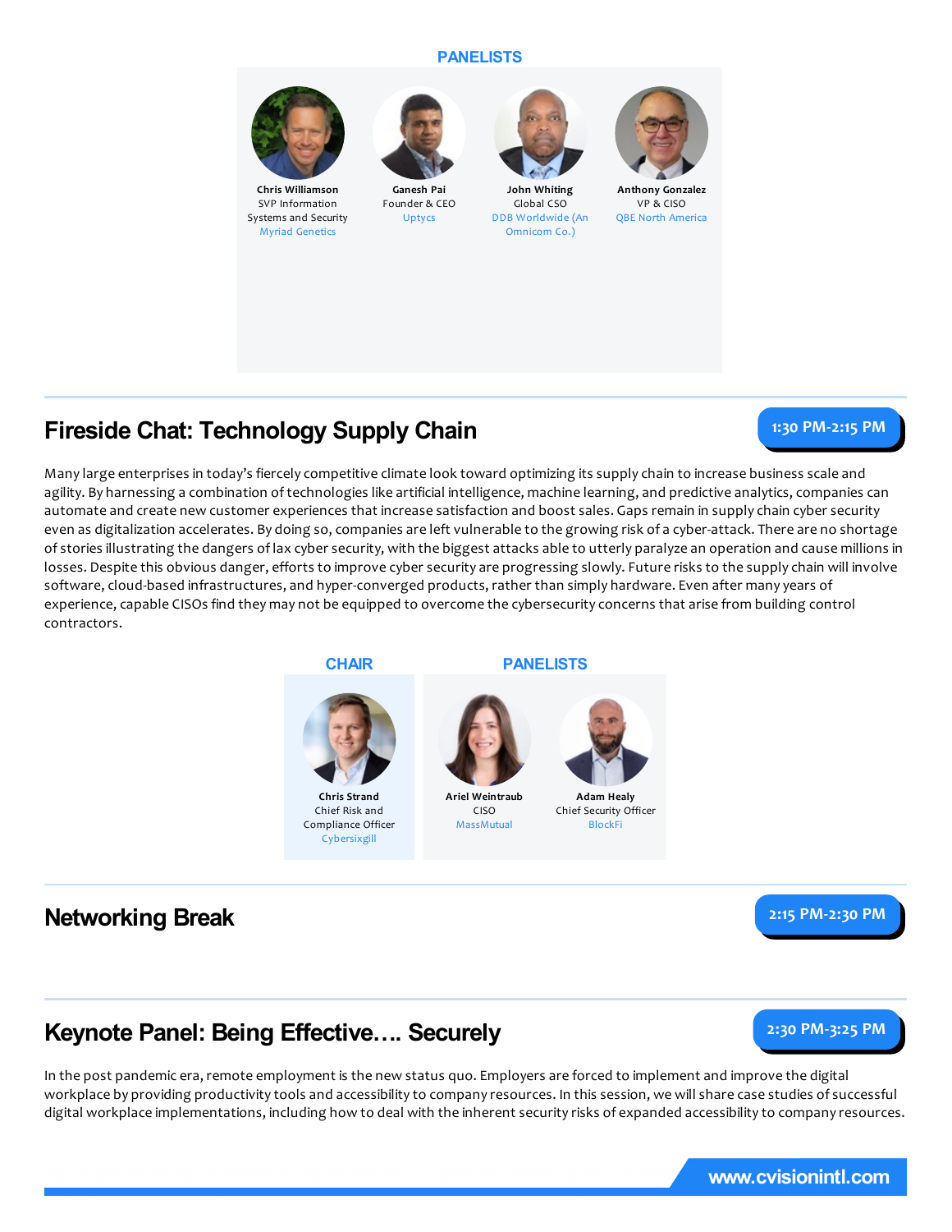**PANELISTS**

**Chris Williamson**
SVP Information Systems and Security
Myriad Genetics

**Ganesh Pai**
Founder & CEO
Uptycs

**John Whiting**
Global CSO
DDB Worldwide (An Omnicom Co.)

**Anthony Gonzalez**
VP & CISO
QBE North America

## Fireside Chat: Technology Supply Chain

1:30 PM-2:15 PM

Many large enterprises in today's fiercely competitive climate look toward optimizing its supply chain to increase business scale and agility. By harnessing a combination of technologies like artificial intelligence, machine learning, and predictive analytics, companies can automate and create new customer experiences that increase satisfaction and boost sales. Gaps remain in supply chain cyber security even as digitalization accelerates. By doing so, companies are left vulnerable to the growing risk of a cyber-attack. There are no shortage of stories illustrating the dangers of lax cyber security, with the biggest attacks able to utterly paralyze an operation and cause millions in losses. Despite this obvious danger, efforts to improve cyber security are progressing slowly. Future risks to the supply chain will involve software, cloud-based infrastructures, and hyper-converged products, rather than simply hardware. Even after many years of experience, capable CISOs find they may not be equipped to overcome the cybersecurity concerns that arise from building control contractors.

**CHAIR**

**Chris Strand**
Chief Risk and Compliance Officer
Cybersixgill

**PANELISTS**

**Ariel Weintraub**
CISO
MassMutual

**Adam Healy**
Chief Security Officer
BlockFi

## Networking Break

2:15 PM-2:30 PM

## Keynote Panel: Being Effective…. Securely

2:30 PM-3:25 PM

In the post pandemic era, remote employment is the new status quo. Employers are forced to implement and improve the digital workplace by providing productivity tools and accessibility to company resources. In this session, we will share case studies of successful digital workplace implementations, including how to deal with the inherent security risks of expanded accessibility to company resources.

www.cvisionintl.com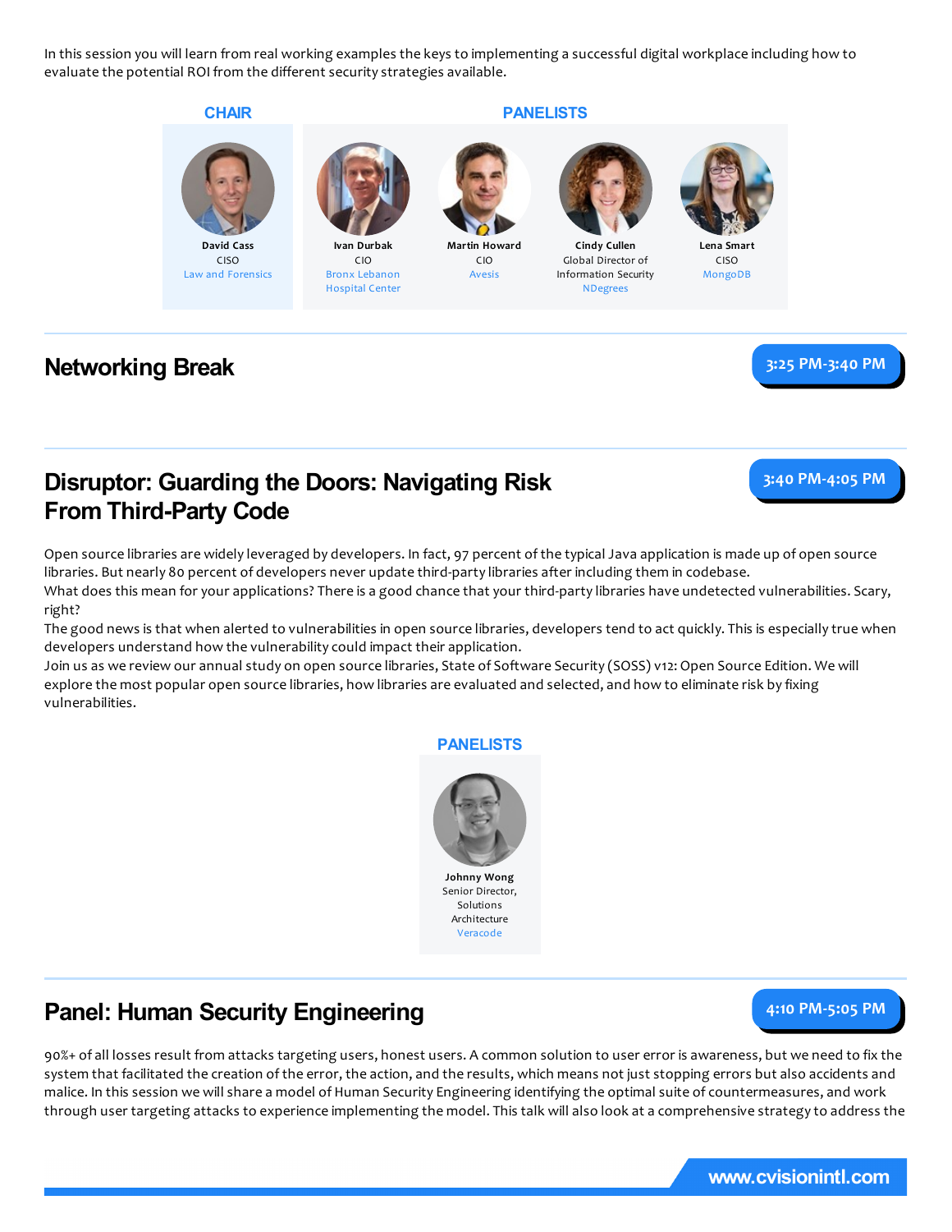In this session you will learn from real working examples the keys to implementing a successful digital workplace including how to evaluate the potential ROI from the different security strategies available.

**CHAIR**

**David Cass**
CISO
Law and Forensics

**PANELISTS**

**Ivan Durbak**
CIO
Bronx Lebanon Hospital Center

**Martin Howard**
CIO
Avesis

**Cindy Cullen**
Global Director of Information Security
NDegrees

**Lena Smart**
CISO
MongoDB

## Networking Break

3:25 PM-3:40 PM

## Disruptor: Guarding the Doors: Navigating Risk From Third-Party Code

3:40 PM-4:05 PM

Open source libraries are widely leveraged by developers. In fact, 97 percent of the typical Java application is made up of open source libraries. But nearly 80 percent of developers never update third-party libraries after including them in codebase.

What does this mean for your applications? There is a good chance that your third-party libraries have undetected vulnerabilities. Scary, right?

The good news is that when alerted to vulnerabilities in open source libraries, developers tend to act quickly. This is especially true when developers understand how the vulnerability could impact their application.

Join us as we review our annual study on open source libraries, State of Software Security (SOSS) v12: Open Source Edition. We will explore the most popular open source libraries, how libraries are evaluated and selected, and how to eliminate risk by fixing vulnerabilities.

**PANELISTS**

**Johnny Wong**
Senior Director, Solutions Architecture
Veracode

## Panel: Human Security Engineering

4:10 PM-5:05 PM

90%+ of all losses result from attacks targeting users, honest users. A common solution to user error is awareness, but we need to fix the system that facilitated the creation of the error, the action, and the results, which means not just stopping errors but also accidents and malice. In this session we will share a model of Human Security Engineering identifying the optimal suite of countermeasures, and work through user targeting attacks to experience implementing the model. This talk will also look at a comprehensive strategy to address the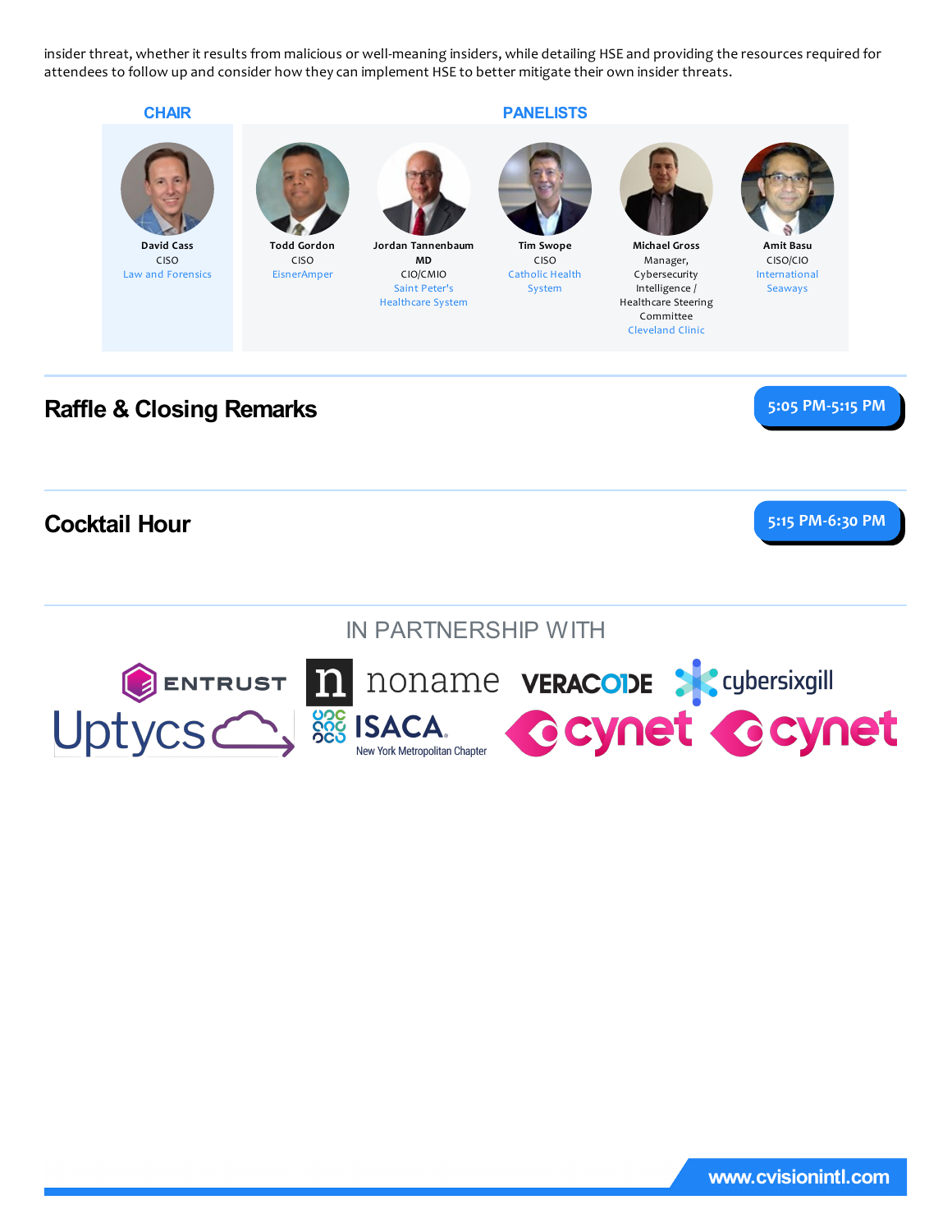insider threat, whether it results from malicious or well-meaning insiders, while detailing HSE and providing the resources required for attendees to follow up and consider how they can implement HSE to better mitigate their own insider threats.

**CHAIR**

**David Cass**
CISO
Law and Forensics

**PANELISTS**

**Todd Gordon**
CISO
EisnerAmper

**Jordan Tannenbaum MD**
CIO/CMIO
Saint Peter's Healthcare System

**Tim Swope**
CISO
Catholic Health System

**Michael Gross**
Manager, Cybersecurity Intelligence / Healthcare Steering Committee
Cleveland Clinic

**Amit Basu**
CISO/CIO
International Seaways

## Raffle & Closing Remarks

5:05 PM-5:15 PM

## Cocktail Hour

5:15 PM-6:30 PM

IN PARTNERSHIP WITH

ENTRUST · noname · VERACODE · cybersixgill · Uptycs · ISACA New York Metropolitan Chapter · cynet · cynet

www.cvisionintl.com